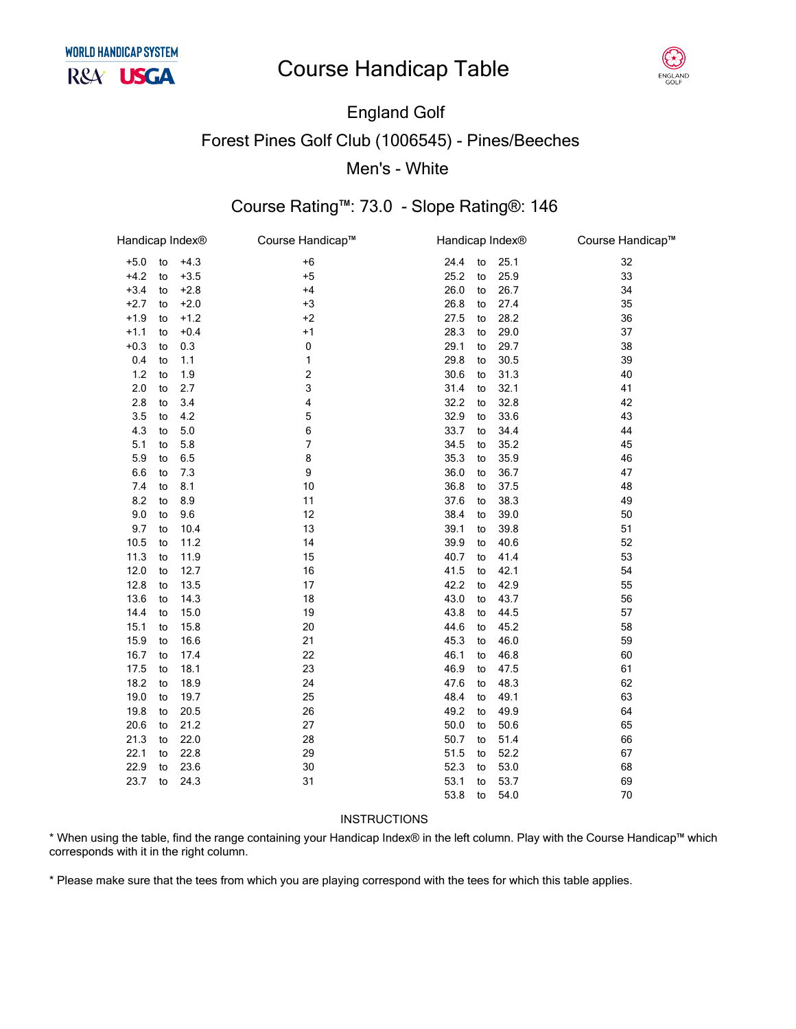WORLD HANDICAP SYSTEM

R&A USGA

# Course Handicap Table

ENGLAND GOLF

## England Golf

## Forest Pines Golf Club (1006545) - Pines/Beeches

## Men's - White

### Course Rating™: 73.0 - Slope Rating®: 146

| Handicap Index® | Course Handicap™ | Handicap Index® | Course Handicap™ |
|---|---|---|---|
| +5.0 to +4.3 | +6 | 24.4 to 25.1 | 32 |
| +4.2 to +3.5 | +5 | 25.2 to 25.9 | 33 |
| +3.4 to +2.8 | +4 | 26.0 to 26.7 | 34 |
| +2.7 to +2.0 | +3 | 26.8 to 27.4 | 35 |
| +1.9 to +1.2 | +2 | 27.5 to 28.2 | 36 |
| +1.1 to +0.4 | +1 | 28.3 to 29.0 | 37 |
| +0.3 to 0.3 | 0 | 29.1 to 29.7 | 38 |
| 0.4 to 1.1 | 1 | 29.8 to 30.5 | 39 |
| 1.2 to 1.9 | 2 | 30.6 to 31.3 | 40 |
| 2.0 to 2.7 | 3 | 31.4 to 32.1 | 41 |
| 2.8 to 3.4 | 4 | 32.2 to 32.8 | 42 |
| 3.5 to 4.2 | 5 | 32.9 to 33.6 | 43 |
| 4.3 to 5.0 | 6 | 33.7 to 34.4 | 44 |
| 5.1 to 5.8 | 7 | 34.5 to 35.2 | 45 |
| 5.9 to 6.5 | 8 | 35.3 to 35.9 | 46 |
| 6.6 to 7.3 | 9 | 36.0 to 36.7 | 47 |
| 7.4 to 8.1 | 10 | 36.8 to 37.5 | 48 |
| 8.2 to 8.9 | 11 | 37.6 to 38.3 | 49 |
| 9.0 to 9.6 | 12 | 38.4 to 39.0 | 50 |
| 9.7 to 10.4 | 13 | 39.1 to 39.8 | 51 |
| 10.5 to 11.2 | 14 | 39.9 to 40.6 | 52 |
| 11.3 to 11.9 | 15 | 40.7 to 41.4 | 53 |
| 12.0 to 12.7 | 16 | 41.5 to 42.1 | 54 |
| 12.8 to 13.5 | 17 | 42.2 to 42.9 | 55 |
| 13.6 to 14.3 | 18 | 43.0 to 43.7 | 56 |
| 14.4 to 15.0 | 19 | 43.8 to 44.5 | 57 |
| 15.1 to 15.8 | 20 | 44.6 to 45.2 | 58 |
| 15.9 to 16.6 | 21 | 45.3 to 46.0 | 59 |
| 16.7 to 17.4 | 22 | 46.1 to 46.8 | 60 |
| 17.5 to 18.1 | 23 | 46.9 to 47.5 | 61 |
| 18.2 to 18.9 | 24 | 47.6 to 48.3 | 62 |
| 19.0 to 19.7 | 25 | 48.4 to 49.1 | 63 |
| 19.8 to 20.5 | 26 | 49.2 to 49.9 | 64 |
| 20.6 to 21.2 | 27 | 50.0 to 50.6 | 65 |
| 21.3 to 22.0 | 28 | 50.7 to 51.4 | 66 |
| 22.1 to 22.8 | 29 | 51.5 to 52.2 | 67 |
| 22.9 to 23.6 | 30 | 52.3 to 53.0 | 68 |
| 23.7 to 24.3 | 31 | 53.1 to 53.7 | 69 |
| | | 53.8 to 54.0 | 70 |

INSTRUCTIONS

* When using the table, find the range containing your Handicap Index® in the left column. Play with the Course Handicap™ which corresponds with it in the right column.

* Please make sure that the tees from which you are playing correspond with the tees for which this table applies.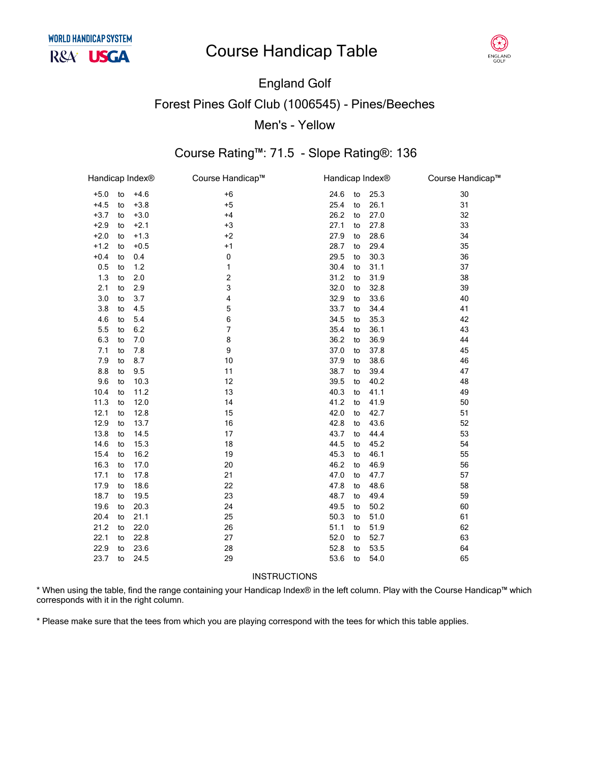# Course Handicap Table

## England Golf

## Forest Pines Golf Club (1006545) - Pines/Beeches

## Men's - Yellow

### Course Rating™: 71.5 - Slope Rating®: 136

| Handicap Index® | Course Handicap™ | Handicap Index® | Course Handicap™ |
|---|---|---|---|
| +5.0 to +4.6 | +6 | 24.6 to 25.3 | 30 |
| +4.5 to +3.8 | +5 | 25.4 to 26.1 | 31 |
| +3.7 to +3.0 | +4 | 26.2 to 27.0 | 32 |
| +2.9 to +2.1 | +3 | 27.1 to 27.8 | 33 |
| +2.0 to +1.3 | +2 | 27.9 to 28.6 | 34 |
| +1.2 to +0.5 | +1 | 28.7 to 29.4 | 35 |
| +0.4 to 0.4 | 0 | 29.5 to 30.3 | 36 |
| 0.5 to 1.2 | 1 | 30.4 to 31.1 | 37 |
| 1.3 to 2.0 | 2 | 31.2 to 31.9 | 38 |
| 2.1 to 2.9 | 3 | 32.0 to 32.8 | 39 |
| 3.0 to 3.7 | 4 | 32.9 to 33.6 | 40 |
| 3.8 to 4.5 | 5 | 33.7 to 34.4 | 41 |
| 4.6 to 5.4 | 6 | 34.5 to 35.3 | 42 |
| 5.5 to 6.2 | 7 | 35.4 to 36.1 | 43 |
| 6.3 to 7.0 | 8 | 36.2 to 36.9 | 44 |
| 7.1 to 7.8 | 9 | 37.0 to 37.8 | 45 |
| 7.9 to 8.7 | 10 | 37.9 to 38.6 | 46 |
| 8.8 to 9.5 | 11 | 38.7 to 39.4 | 47 |
| 9.6 to 10.3 | 12 | 39.5 to 40.2 | 48 |
| 10.4 to 11.2 | 13 | 40.3 to 41.1 | 49 |
| 11.3 to 12.0 | 14 | 41.2 to 41.9 | 50 |
| 12.1 to 12.8 | 15 | 42.0 to 42.7 | 51 |
| 12.9 to 13.7 | 16 | 42.8 to 43.6 | 52 |
| 13.8 to 14.5 | 17 | 43.7 to 44.4 | 53 |
| 14.6 to 15.3 | 18 | 44.5 to 45.2 | 54 |
| 15.4 to 16.2 | 19 | 45.3 to 46.1 | 55 |
| 16.3 to 17.0 | 20 | 46.2 to 46.9 | 56 |
| 17.1 to 17.8 | 21 | 47.0 to 47.7 | 57 |
| 17.9 to 18.6 | 22 | 47.8 to 48.6 | 58 |
| 18.7 to 19.5 | 23 | 48.7 to 49.4 | 59 |
| 19.6 to 20.3 | 24 | 49.5 to 50.2 | 60 |
| 20.4 to 21.1 | 25 | 50.3 to 51.0 | 61 |
| 21.2 to 22.0 | 26 | 51.1 to 51.9 | 62 |
| 22.1 to 22.8 | 27 | 52.0 to 52.7 | 63 |
| 22.9 to 23.6 | 28 | 52.8 to 53.5 | 64 |
| 23.7 to 24.5 | 29 | 53.6 to 54.0 | 65 |

INSTRUCTIONS

* When using the table, find the range containing your Handicap Index® in the left column. Play with the Course Handicap™ which corresponds with it in the right column.

* Please make sure that the tees from which you are playing correspond with the tees for which this table applies.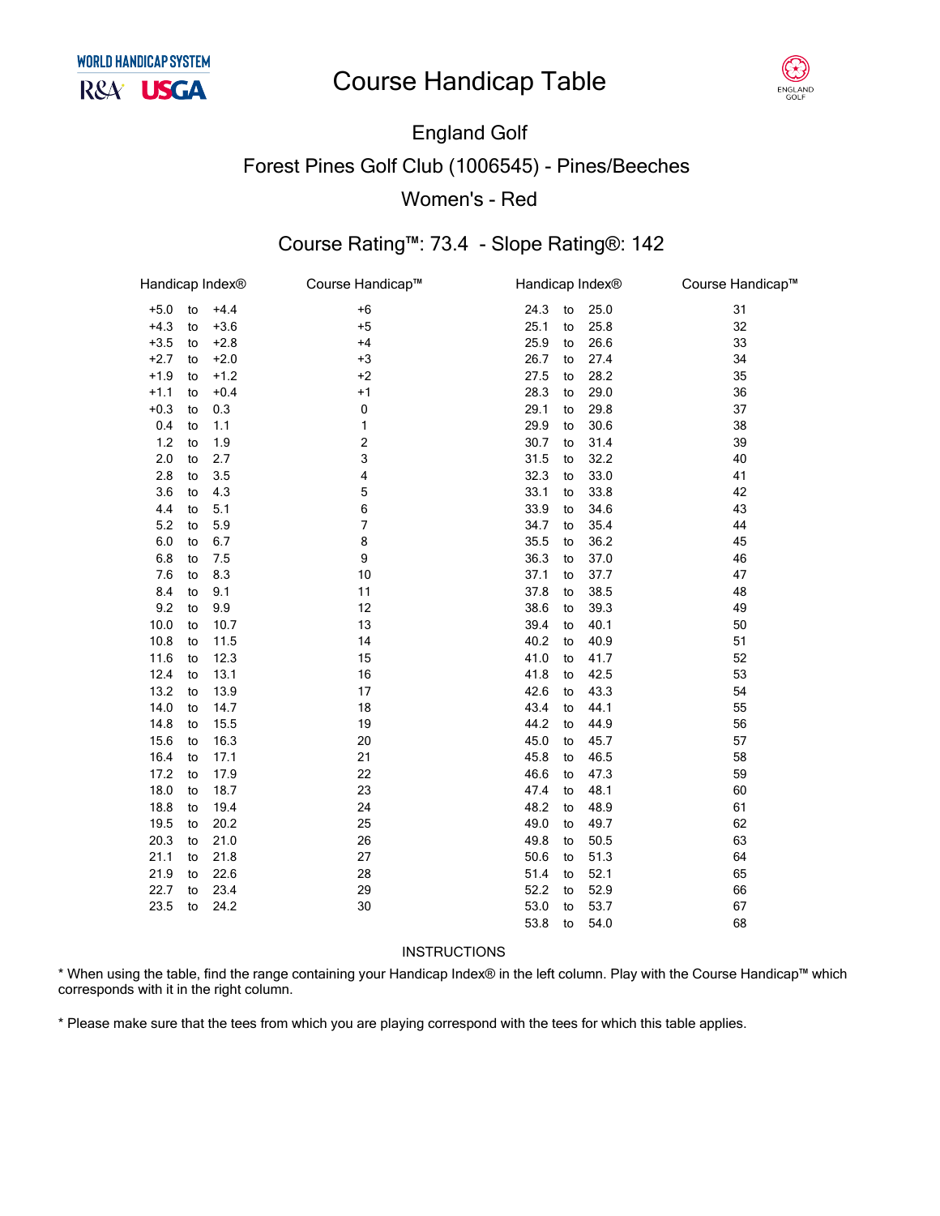WORLD HANDICAP SYSTEM

R&A USGA

# Course Handicap Table

ENGLAND GOLF

## England Golf

## Forest Pines Golf Club (1006545) - Pines/Beeches

## Women's - Red

### Course Rating™: 73.4 - Slope Rating®: 142

| Handicap Index® | Course Handicap™ | Handicap Index® | Course Handicap™ |
|---|---|---|---|
| +5.0 to +4.4 | +6 | 24.3 to 25.0 | 31 |
| +4.3 to +3.6 | +5 | 25.1 to 25.8 | 32 |
| +3.5 to +2.8 | +4 | 25.9 to 26.6 | 33 |
| +2.7 to +2.0 | +3 | 26.7 to 27.4 | 34 |
| +1.9 to +1.2 | +2 | 27.5 to 28.2 | 35 |
| +1.1 to +0.4 | +1 | 28.3 to 29.0 | 36 |
| +0.3 to 0.3 | 0 | 29.1 to 29.8 | 37 |
| 0.4 to 1.1 | 1 | 29.9 to 30.6 | 38 |
| 1.2 to 1.9 | 2 | 30.7 to 31.4 | 39 |
| 2.0 to 2.7 | 3 | 31.5 to 32.2 | 40 |
| 2.8 to 3.5 | 4 | 32.3 to 33.0 | 41 |
| 3.6 to 4.3 | 5 | 33.1 to 33.8 | 42 |
| 4.4 to 5.1 | 6 | 33.9 to 34.6 | 43 |
| 5.2 to 5.9 | 7 | 34.7 to 35.4 | 44 |
| 6.0 to 6.7 | 8 | 35.5 to 36.2 | 45 |
| 6.8 to 7.5 | 9 | 36.3 to 37.0 | 46 |
| 7.6 to 8.3 | 10 | 37.1 to 37.7 | 47 |
| 8.4 to 9.1 | 11 | 37.8 to 38.5 | 48 |
| 9.2 to 9.9 | 12 | 38.6 to 39.3 | 49 |
| 10.0 to 10.7 | 13 | 39.4 to 40.1 | 50 |
| 10.8 to 11.5 | 14 | 40.2 to 40.9 | 51 |
| 11.6 to 12.3 | 15 | 41.0 to 41.7 | 52 |
| 12.4 to 13.1 | 16 | 41.8 to 42.5 | 53 |
| 13.2 to 13.9 | 17 | 42.6 to 43.3 | 54 |
| 14.0 to 14.7 | 18 | 43.4 to 44.1 | 55 |
| 14.8 to 15.5 | 19 | 44.2 to 44.9 | 56 |
| 15.6 to 16.3 | 20 | 45.0 to 45.7 | 57 |
| 16.4 to 17.1 | 21 | 45.8 to 46.5 | 58 |
| 17.2 to 17.9 | 22 | 46.6 to 47.3 | 59 |
| 18.0 to 18.7 | 23 | 47.4 to 48.1 | 60 |
| 18.8 to 19.4 | 24 | 48.2 to 48.9 | 61 |
| 19.5 to 20.2 | 25 | 49.0 to 49.7 | 62 |
| 20.3 to 21.0 | 26 | 49.8 to 50.5 | 63 |
| 21.1 to 21.8 | 27 | 50.6 to 51.3 | 64 |
| 21.9 to 22.6 | 28 | 51.4 to 52.1 | 65 |
| 22.7 to 23.4 | 29 | 52.2 to 52.9 | 66 |
| 23.5 to 24.2 | 30 | 53.0 to 53.7 | 67 |
| | | 53.8 to 54.0 | 68 |

INSTRUCTIONS

* When using the table, find the range containing your Handicap Index® in the left column. Play with the Course Handicap™ which corresponds with it in the right column.

* Please make sure that the tees from which you are playing correspond with the tees for which this table applies.